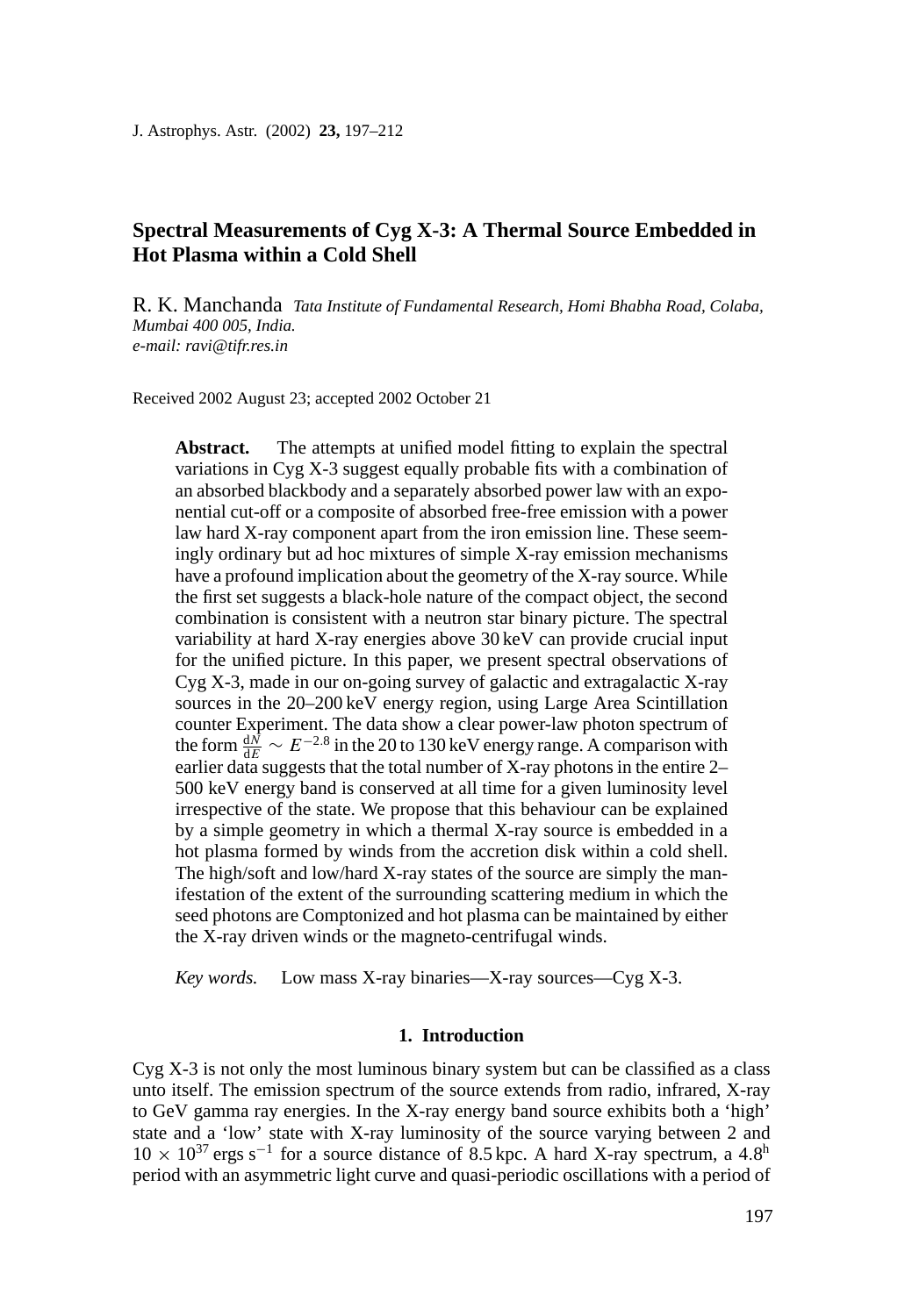# Spectral Measurements of Cyg X-3: A Thermal Source Embedded in Hot Plasma within a Cold Shell

R. K. Manchanda *Tata Institute of Fundamental Research, Homi Bhabha Road, Colaba, Mumbai 400 005, India.*
*e-mail: ravi@tifr.res.in*

Received 2002 August 23; accepted 2002 October 21

**Abstract.** The attempts at unified model fitting to explain the spectral variations in Cyg X-3 suggest equally probable fits with a combination of an absorbed blackbody and a separately absorbed power law with an exponential cut-off or a composite of absorbed free-free emission with a power law hard X-ray component apart from the iron emission line. These seemingly ordinary but ad hoc mixtures of simple X-ray emission mechanisms have a profound implication about the geometry of the X-ray source. While the first set suggests a black-hole nature of the compact object, the second combination is consistent with a neutron star binary picture. The spectral variability at hard X-ray energies above 30 keV can provide crucial input for the unified picture. In this paper, we present spectral observations of Cyg X-3, made in our on-going survey of galactic and extragalactic X-ray sources in the 20–200 keV energy region, using Large Area Scintillation counter Experiment. The data show a clear power-law photon spectrum of the form $\frac{dN}{dE} \sim E^{-2.8}$ in the 20 to 130 keV energy range. A comparison with earlier data suggests that the total number of X-ray photons in the entire 2–500 keV energy band is conserved at all time for a given luminosity level irrespective of the state. We propose that this behaviour can be explained by a simple geometry in which a thermal X-ray source is embedded in a hot plasma formed by winds from the accretion disk within a cold shell. The high/soft and low/hard X-ray states of the source are simply the manifestation of the extent of the surrounding scattering medium in which the seed photons are Comptonized and hot plasma can be maintained by either the X-ray driven winds or the magneto-centrifugal winds.

*Key words.* Low mass X-ray binaries—X-ray sources—Cyg X-3.

## 1. Introduction

Cyg X-3 is not only the most luminous binary system but can be classified as a class unto itself. The emission spectrum of the source extends from radio, infrared, X-ray to GeV gamma ray energies. In the X-ray energy band source exhibits both a 'high' state and a 'low' state with X-ray luminosity of the source varying between 2 and $10 \times 10^{37}$ ergs s$^{-1}$ for a source distance of 8.5 kpc. A hard X-ray spectrum, a $4.8^{h}$ period with an asymmetric light curve and quasi-periodic oscillations with a period of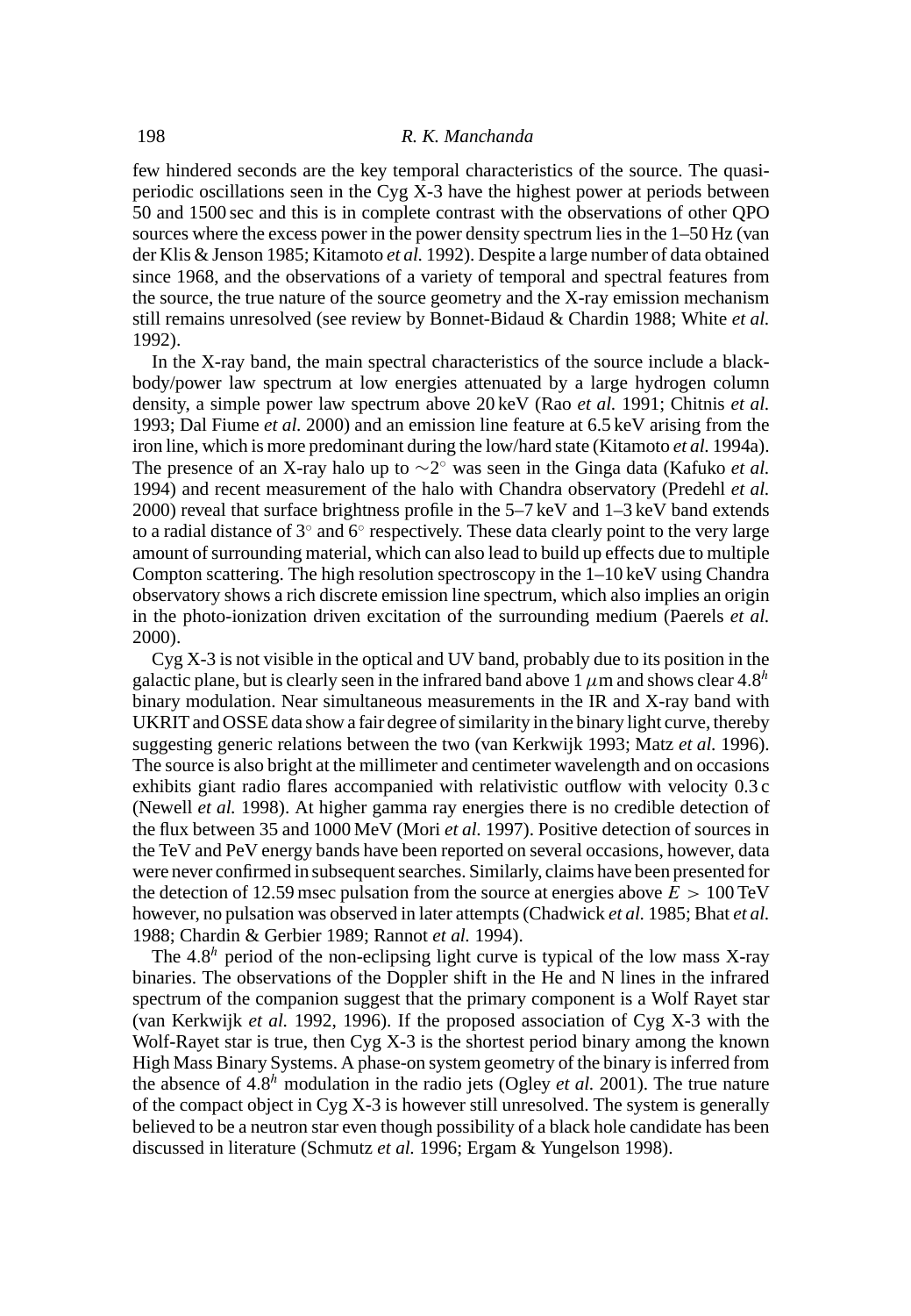few hindered seconds are the key temporal characteristics of the source. The quasi-periodic oscillations seen in the Cyg X-3 have the highest power at periods between 50 and 1500 sec and this is in complete contrast with the observations of other QPO sources where the excess power in the power density spectrum lies in the 1–50 Hz (van der Klis & Jenson 1985; Kitamoto *et al.* 1992). Despite a large number of data obtained since 1968, and the observations of a variety of temporal and spectral features from the source, the true nature of the source geometry and the X-ray emission mechanism still remains unresolved (see review by Bonnet-Bidaud & Chardin 1988; White *et al.* 1992).

In the X-ray band, the main spectral characteristics of the source include a black-body/power law spectrum at low energies attenuated by a large hydrogen column density, a simple power law spectrum above 20 keV (Rao *et al.* 1991; Chitnis *et al.* 1993; Dal Fiume *et al.* 2000) and an emission line feature at 6.5 keV arising from the iron line, which is more predominant during the low/hard state (Kitamoto *et al.* 1994a). The presence of an X-ray halo up to $\sim 2^{\circ}$ was seen in the Ginga data (Kafuko *et al.* 1994) and recent measurement of the halo with Chandra observatory (Predehl *et al.* 2000) reveal that surface brightness profile in the 5–7 keV and 1–3 keV band extends to a radial distance of $3^{\circ}$ and $6^{\circ}$ respectively. These data clearly point to the very large amount of surrounding material, which can also lead to build up effects due to multiple Compton scattering. The high resolution spectroscopy in the 1–10 keV using Chandra observatory shows a rich discrete emission line spectrum, which also implies an origin in the photo-ionization driven excitation of the surrounding medium (Paerels *et al.* 2000).

Cyg X-3 is not visible in the optical and UV band, probably due to its position in the galactic plane, but is clearly seen in the infrared band above 1 $\mu$m and shows clear $4.8^{h}$ binary modulation. Near simultaneous measurements in the IR and X-ray band with UKRIT and OSSE data show a fair degree of similarity in the binary light curve, thereby suggesting generic relations between the two (van Kerkwijk 1993; Matz *et al.* 1996). The source is also bright at the millimeter and centimeter wavelength and on occasions exhibits giant radio flares accompanied with relativistic outflow with velocity 0.3 c (Newell *et al.* 1998). At higher gamma ray energies there is no credible detection of the flux between 35 and 1000 MeV (Mori *et al.* 1997). Positive detection of sources in the TeV and PeV energy bands have been reported on several occasions, however, data were never confirmed in subsequent searches. Similarly, claims have been presented for the detection of 12.59 msec pulsation from the source at energies above $E > 100$ TeV however, no pulsation was observed in later attempts (Chadwick *et al.* 1985; Bhat *et al.* 1988; Chardin & Gerbier 1989; Rannot *et al.* 1994).

The $4.8^{h}$ period of the non-eclipsing light curve is typical of the low mass X-ray binaries. The observations of the Doppler shift in the He and N lines in the infrared spectrum of the companion suggest that the primary component is a Wolf Rayet star (van Kerkwijk *et al.* 1992, 1996). If the proposed association of Cyg X-3 with the Wolf-Rayet star is true, then Cyg X-3 is the shortest period binary among the known High Mass Binary Systems. A phase-on system geometry of the binary is inferred from the absence of $4.8^{h}$ modulation in the radio jets (Ogley *et al.* 2001). The true nature of the compact object in Cyg X-3 is however still unresolved. The system is generally believed to be a neutron star even though possibility of a black hole candidate has been discussed in literature (Schmutz *et al.* 1996; Ergam & Yungelson 1998).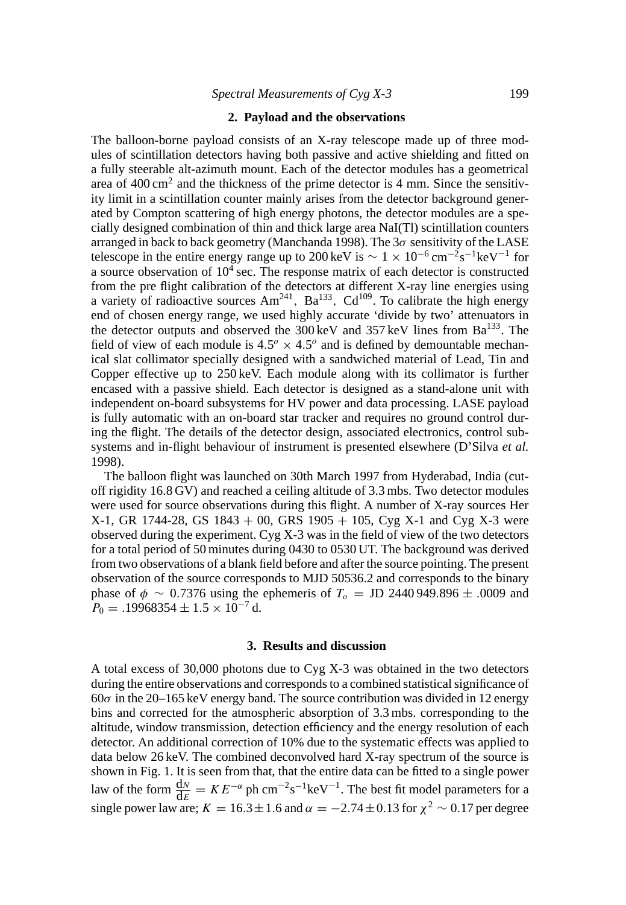## 2. Payload and the observations

The balloon-borne payload consists of an X-ray telescope made up of three modules of scintillation detectors having both passive and active shielding and fitted on a fully steerable alt-azimuth mount. Each of the detector modules has a geometrical area of 400 $\mathrm{cm}^2$ and the thickness of the prime detector is 4 mm. Since the sensitivity limit in a scintillation counter mainly arises from the detector background generated by Compton scattering of high energy photons, the detector modules are a specially designed combination of thin and thick large area NaI(Tl) scintillation counters arranged in back to back geometry (Manchanda 1998). The $3\sigma$ sensitivity of the LASE telescope in the entire energy range up to 200 keV is $\sim 1 \times 10^{-6}\,\mathrm{cm^{-2}s^{-1}keV^{-1}}$ for a source observation of $10^4$ sec. The response matrix of each detector is constructed from the pre flight calibration of the detectors at different X-ray line energies using a variety of radioactive sources $\mathrm{Am}^{241}$, $\mathrm{Ba}^{133}$, $\mathrm{Cd}^{109}$. To calibrate the high energy end of chosen energy range, we used highly accurate 'divide by two' attenuators in the detector outputs and observed the 300 keV and 357 keV lines from $\mathrm{Ba}^{133}$. The field of view of each module is $4.5^o \times 4.5^o$ and is defined by demountable mechanical slat collimator specially designed with a sandwiched material of Lead, Tin and Copper effective up to 250 keV. Each module along with its collimator is further encased with a passive shield. Each detector is designed as a stand-alone unit with independent on-board subsystems for HV power and data processing. LASE payload is fully automatic with an on-board star tracker and requires no ground control during the flight. The details of the detector design, associated electronics, control subsystems and in-flight behaviour of instrument is presented elsewhere (D'Silva *et al.* 1998).

The balloon flight was launched on 30th March 1997 from Hyderabad, India (cut-off rigidity 16.8 GV) and reached a ceiling altitude of 3.3 mbs. Two detector modules were used for source observations during this flight. A number of X-ray sources Her X-1, GR 1744-28, GS 1843 + 00, GRS 1905 + 105, Cyg X-1 and Cyg X-3 were observed during the experiment. Cyg X-3 was in the field of view of the two detectors for a total period of 50 minutes during 0430 to 0530 UT. The background was derived from two observations of a blank field before and after the source pointing. The present observation of the source corresponds to MJD 50536.2 and corresponds to the binary phase of $\phi \sim 0.7376$ using the ephemeris of $T_o$ = JD 2440 949.896 $\pm$ .0009 and $P_0 = .19968354 \pm 1.5 \times 10^{-7}$ d.

## 3. Results and discussion

A total excess of 30,000 photons due to Cyg X-3 was obtained in the two detectors during the entire observations and corresponds to a combined statistical significance of $60\sigma$ in the 20–165 keV energy band. The source contribution was divided in 12 energy bins and corrected for the atmospheric absorption of 3.3 mbs. corresponding to the altitude, window transmission, detection efficiency and the energy resolution of each detector. An additional correction of 10% due to the systematic effects was applied to data below 26 keV. The combined deconvolved hard X-ray spectrum of the source is shown in Fig. 1. It is seen from that, that the entire data can be fitted to a single power law of the form $\frac{\mathrm{d}N}{\mathrm{d}E} = KE^{-\alpha}$ ph $\mathrm{cm^{-2}s^{-1}keV^{-1}}$. The best fit model parameters for a single power law are; $K = 16.3 \pm 1.6$ and $\alpha = -2.74 \pm 0.13$ for $\chi^2 \sim 0.17$ per degree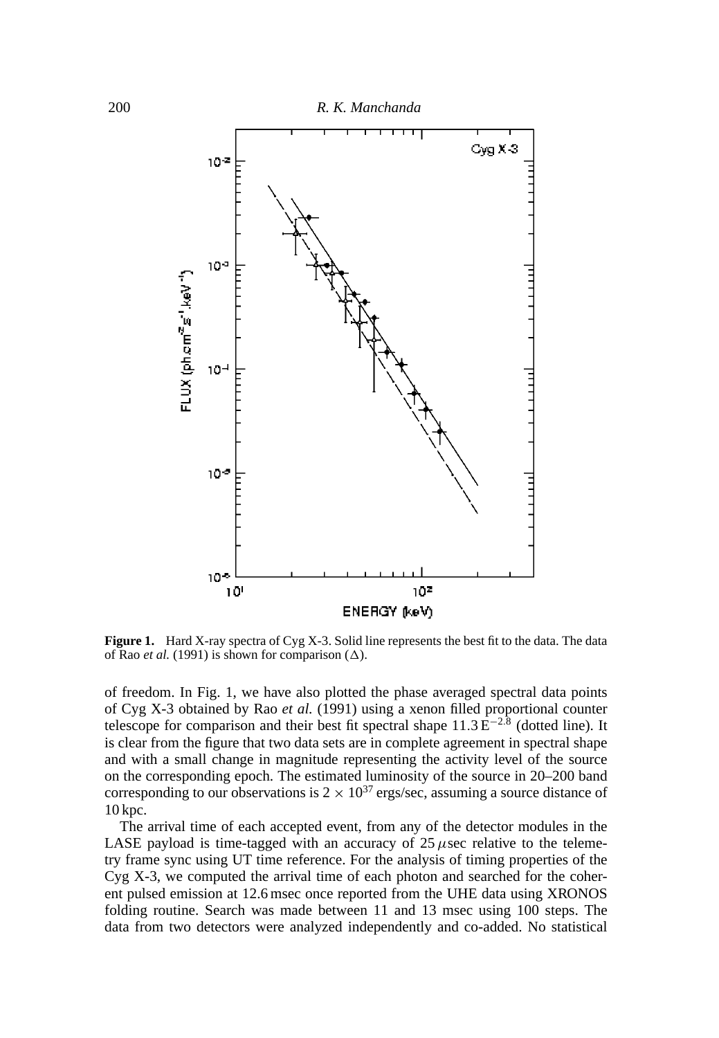**Figure 1.** Hard X-ray spectra of Cyg X-3. Solid line represents the best fit to the data. The data of Rao *et al.* (1991) is shown for comparison ($\Delta$).

of freedom. In Fig. 1, we have also plotted the phase averaged spectral data points of Cyg X-3 obtained by Rao *et al.* (1991) using a xenon filled proportional counter telescope for comparison and their best fit spectral shape $11.3\,E^{-2.8}$ (dotted line). It is clear from the figure that two data sets are in complete agreement in spectral shape and with a small change in magnitude representing the activity level of the source on the corresponding epoch. The estimated luminosity of the source in 20–200 band corresponding to our observations is $2 \times 10^{37}$ ergs/sec, assuming a source distance of 10 kpc.

The arrival time of each accepted event, from any of the detector modules in the LASE payload is time-tagged with an accuracy of 25 $\mu$sec relative to the telemetry frame sync using UT time reference. For the analysis of timing properties of the Cyg X-3, we computed the arrival time of each photon and searched for the coherent pulsed emission at 12.6 msec once reported from the UHE data using XRONOS folding routine. Search was made between 11 and 13 msec using 100 steps. The data from two detectors were analyzed independently and co-added. No statistical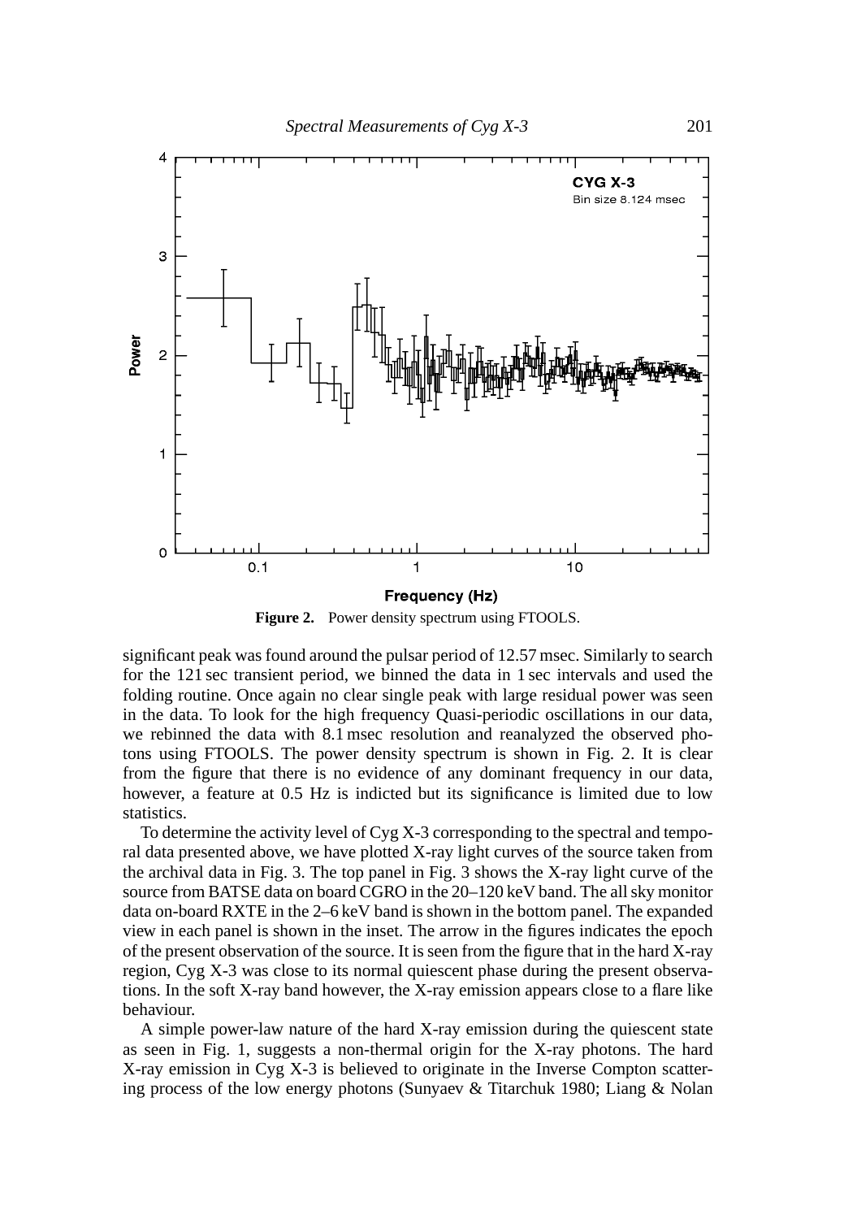**Figure 2.** Power density spectrum using FTOOLS.

significant peak was found around the pulsar period of 12.57 msec. Similarly to search for the 121 sec transient period, we binned the data in 1 sec intervals and used the folding routine. Once again no clear single peak with large residual power was seen in the data. To look for the high frequency Quasi-periodic oscillations in our data, we rebinned the data with 8.1 msec resolution and reanalyzed the observed photons using FTOOLS. The power density spectrum is shown in Fig. 2. It is clear from the figure that there is no evidence of any dominant frequency in our data, however, a feature at 0.5 Hz is indicted but its significance is limited due to low statistics.

To determine the activity level of Cyg X-3 corresponding to the spectral and temporal data presented above, we have plotted X-ray light curves of the source taken from the archival data in Fig. 3. The top panel in Fig. 3 shows the X-ray light curve of the source from BATSE data on board CGRO in the 20–120 keV band. The all sky monitor data on-board RXTE in the 2–6 keV band is shown in the bottom panel. The expanded view in each panel is shown in the inset. The arrow in the figures indicates the epoch of the present observation of the source. It is seen from the figure that in the hard X-ray region, Cyg X-3 was close to its normal quiescent phase during the present observations. In the soft X-ray band however, the X-ray emission appears close to a flare like behaviour.

A simple power-law nature of the hard X-ray emission during the quiescent state as seen in Fig. 1, suggests a non-thermal origin for the X-ray photons. The hard X-ray emission in Cyg X-3 is believed to originate in the Inverse Compton scattering process of the low energy photons (Sunyaev & Titarchuk 1980; Liang & Nolan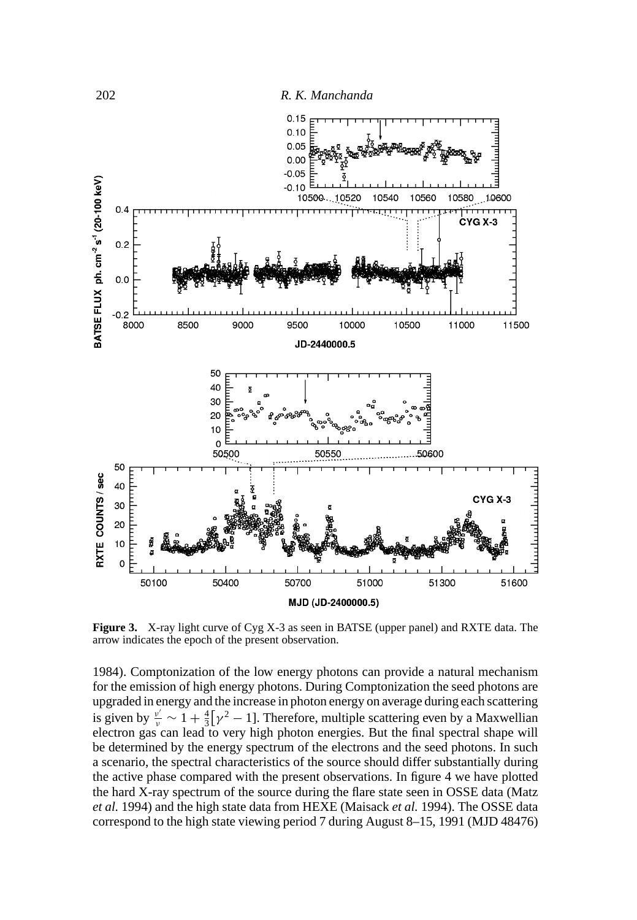**Figure 3.** X-ray light curve of Cyg X-3 as seen in BATSE (upper panel) and RXTE data. The arrow indicates the epoch of the present observation.

1984). Comptonization of the low energy photons can provide a natural mechanism for the emission of high energy photons. During Comptonization the seed photons are upgraded in energy and the increase in photon energy on average during each scattering is given by $\frac{\nu'}{\nu} \sim 1 + \frac{4}{3}[\gamma^2 - 1]$. Therefore, multiple scattering even by a Maxwellian electron gas can lead to very high photon energies. But the final spectral shape will be determined by the energy spectrum of the electrons and the seed photons. In such a scenario, the spectral characteristics of the source should differ substantially during the active phase compared with the present observations. In figure 4 we have plotted the hard X-ray spectrum of the source during the flare state seen in OSSE data (Matz *et al.* 1994) and the high state data from HEXE (Maisack *et al.* 1994). The OSSE data correspond to the high state viewing period 7 during August 8–15, 1991 (MJD 48476)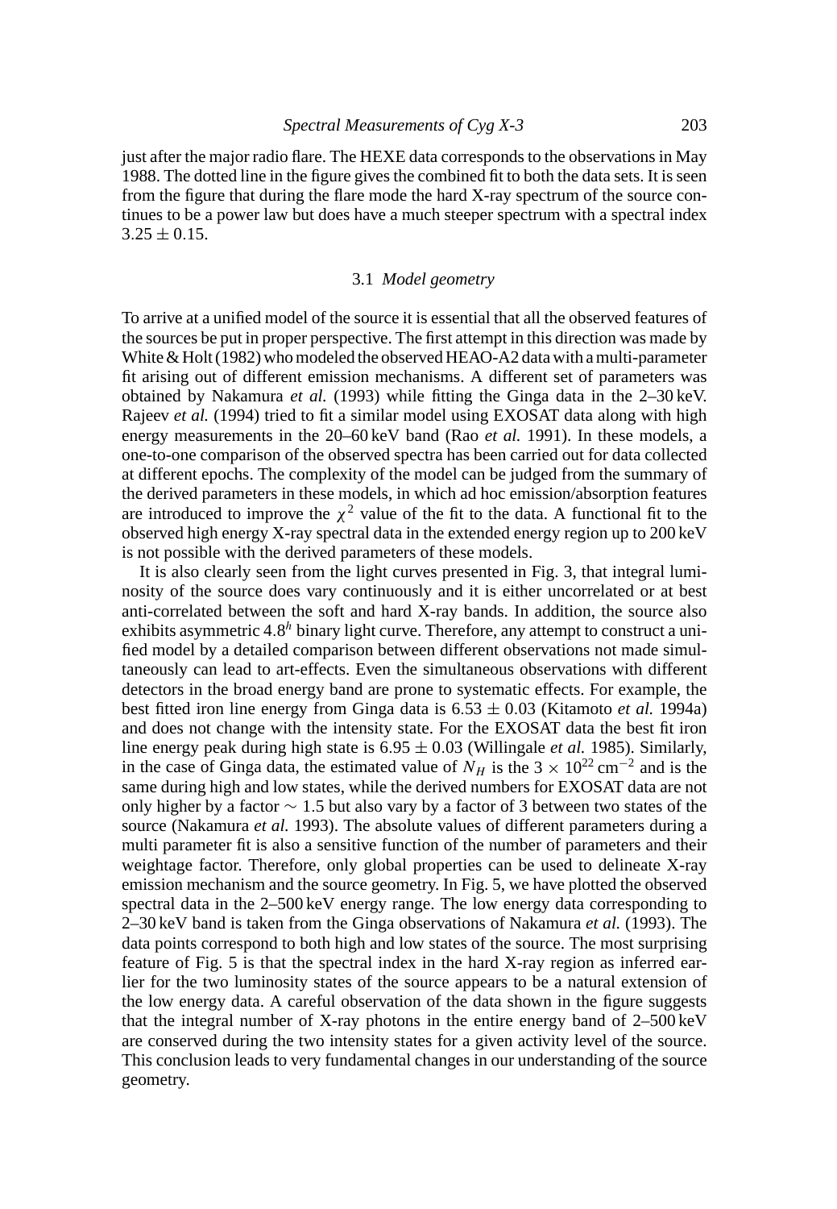just after the major radio flare. The HEXE data corresponds to the observations in May 1988. The dotted line in the figure gives the combined fit to both the data sets. It is seen from the figure that during the flare mode the hard X-ray spectrum of the source continues to be a power law but does have a much steeper spectrum with a spectral index $3.25 \pm 0.15$.

### 3.1 *Model geometry*

To arrive at a unified model of the source it is essential that all the observed features of the sources be put in proper perspective. The first attempt in this direction was made by White & Holt (1982) who modeled the observed HEAO-A2 data with a multi-parameter fit arising out of different emission mechanisms. A different set of parameters was obtained by Nakamura *et al.* (1993) while fitting the Ginga data in the 2–30 keV. Rajeev *et al.* (1994) tried to fit a similar model using EXOSAT data along with high energy measurements in the 20–60 keV band (Rao *et al.* 1991). In these models, a one-to-one comparison of the observed spectra has been carried out for data collected at different epochs. The complexity of the model can be judged from the summary of the derived parameters in these models, in which ad hoc emission/absorption features are introduced to improve the $\chi^2$ value of the fit to the data. A functional fit to the observed high energy X-ray spectral data in the extended energy region up to 200 keV is not possible with the derived parameters of these models.

It is also clearly seen from the light curves presented in Fig. 3, that integral luminosity of the source does vary continuously and it is either uncorrelated or at best anti-correlated between the soft and hard X-ray bands. In addition, the source also exhibits asymmetric $4.8^h$ binary light curve. Therefore, any attempt to construct a unified model by a detailed comparison between different observations not made simultaneously can lead to art-effects. Even the simultaneous observations with different detectors in the broad energy band are prone to systematic effects. For example, the best fitted iron line energy from Ginga data is $6.53 \pm 0.03$ (Kitamoto *et al.* 1994a) and does not change with the intensity state. For the EXOSAT data the best fit iron line energy peak during high state is $6.95 \pm 0.03$ (Willingale *et al.* 1985). Similarly, in the case of Ginga data, the estimated value of $N_H$ is the $3 \times 10^{22}\,\mathrm{cm}^{-2}$ and is the same during high and low states, while the derived numbers for EXOSAT data are not only higher by a factor $\sim 1.5$ but also vary by a factor of 3 between two states of the source (Nakamura *et al.* 1993). The absolute values of different parameters during a multi parameter fit is also a sensitive function of the number of parameters and their weightage factor. Therefore, only global properties can be used to delineate X-ray emission mechanism and the source geometry. In Fig. 5, we have plotted the observed spectral data in the 2–500 keV energy range. The low energy data corresponding to 2–30 keV band is taken from the Ginga observations of Nakamura *et al.* (1993). The data points correspond to both high and low states of the source. The most surprising feature of Fig. 5 is that the spectral index in the hard X-ray region as inferred earlier for the two luminosity states of the source appears to be a natural extension of the low energy data. A careful observation of the data shown in the figure suggests that the integral number of X-ray photons in the entire energy band of 2–500 keV are conserved during the two intensity states for a given activity level of the source. This conclusion leads to very fundamental changes in our understanding of the source geometry.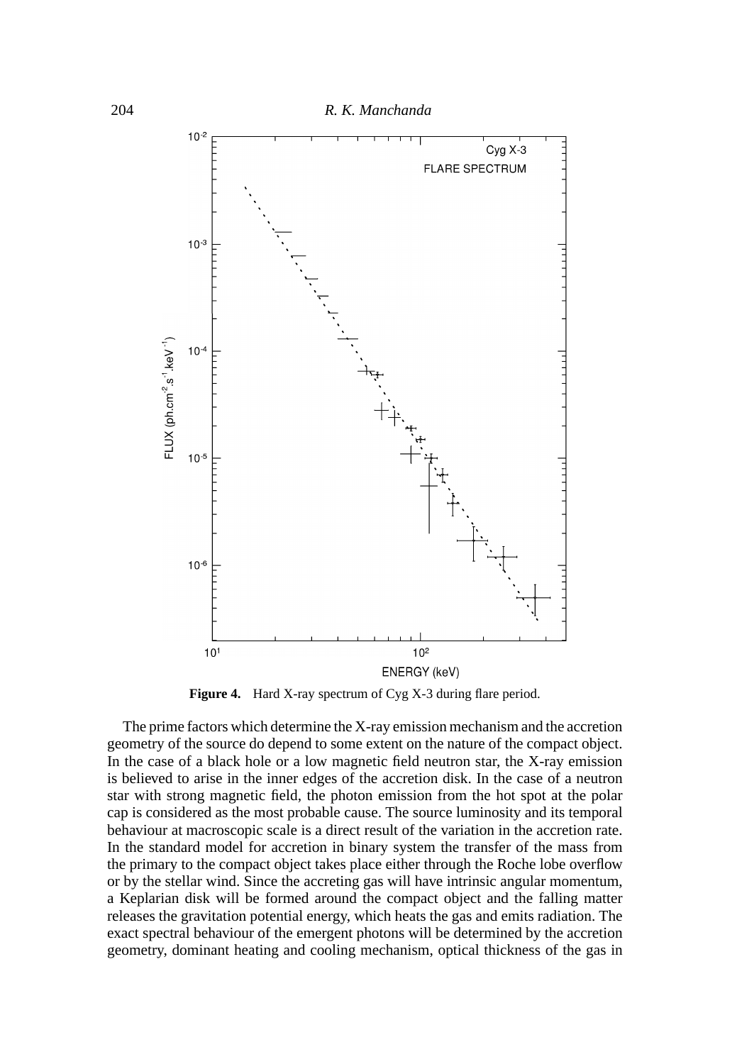**Figure 4.** Hard X-ray spectrum of Cyg X-3 during flare period.

The prime factors which determine the X-ray emission mechanism and the accretion geometry of the source do depend to some extent on the nature of the compact object. In the case of a black hole or a low magnetic field neutron star, the X-ray emission is believed to arise in the inner edges of the accretion disk. In the case of a neutron star with strong magnetic field, the photon emission from the hot spot at the polar cap is considered as the most probable cause. The source luminosity and its temporal behaviour at macroscopic scale is a direct result of the variation in the accretion rate. In the standard model for accretion in binary system the transfer of the mass from the primary to the compact object takes place either through the Roche lobe overflow or by the stellar wind. Since the accreting gas will have intrinsic angular momentum, a Keplarian disk will be formed around the compact object and the falling matter releases the gravitation potential energy, which heats the gas and emits radiation. The exact spectral behaviour of the emergent photons will be determined by the accretion geometry, dominant heating and cooling mechanism, optical thickness of the gas in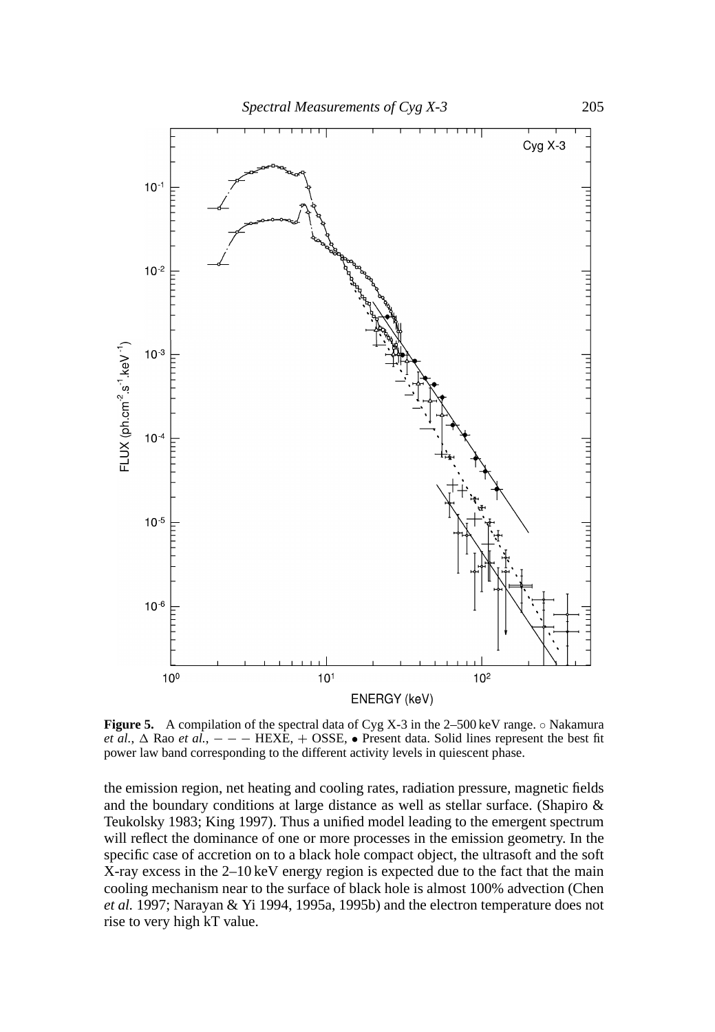**Figure 5.** A compilation of the spectral data of Cyg X-3 in the 2–500 keV range. ○ Nakamura *et al.*, Δ Rao *et al.*, − − − HEXE, + OSSE, • Present data. Solid lines represent the best fit power law band corresponding to the different activity levels in quiescent phase.

the emission region, net heating and cooling rates, radiation pressure, magnetic fields and the boundary conditions at large distance as well as stellar surface. (Shapiro & Teukolsky 1983; King 1997). Thus a unified model leading to the emergent spectrum will reflect the dominance of one or more processes in the emission geometry. In the specific case of accretion on to a black hole compact object, the ultrasoft and the soft X-ray excess in the 2–10 keV energy region is expected due to the fact that the main cooling mechanism near to the surface of black hole is almost 100% advection (Chen *et al.* 1997; Narayan & Yi 1994, 1995a, 1995b) and the electron temperature does not rise to very high kT value.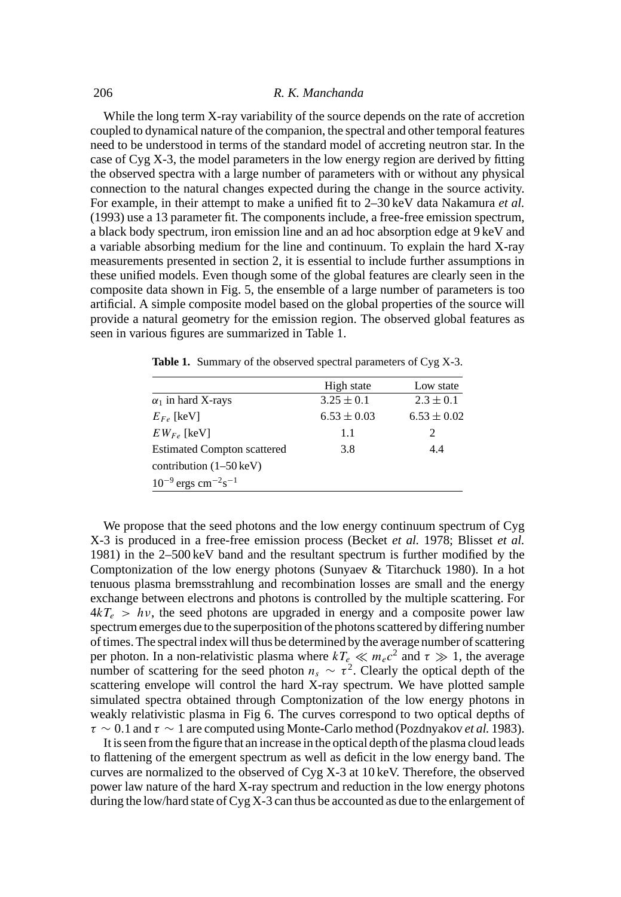While the long term X-ray variability of the source depends on the rate of accretion coupled to dynamical nature of the companion, the spectral and other temporal features need to be understood in terms of the standard model of accreting neutron star. In the case of Cyg X-3, the model parameters in the low energy region are derived by fitting the observed spectra with a large number of parameters with or without any physical connection to the natural changes expected during the change in the source activity. For example, in their attempt to make a unified fit to 2–30 keV data Nakamura *et al.* (1993) use a 13 parameter fit. The components include, a free-free emission spectrum, a black body spectrum, iron emission line and an ad hoc absorption edge at 9 keV and a variable absorbing medium for the line and continuum. To explain the hard X-ray measurements presented in section 2, it is essential to include further assumptions in these unified models. Even though some of the global features are clearly seen in the composite data shown in Fig. 5, the ensemble of a large number of parameters is too artificial. A simple composite model based on the global properties of the source will provide a natural geometry for the emission region. The observed global features as seen in various figures are summarized in Table 1.

**Table 1.** Summary of the observed spectral parameters of Cyg X-3.

| | High state | Low state |
|---|---|---|
| $\alpha_1$ in hard X-rays | $3.25 \pm 0.1$ | $2.3 \pm 0.1$ |
| $E_{Fe}$ [keV] | $6.53 \pm 0.03$ | $6.53 \pm 0.02$ |
| $EW_{Fe}$ [keV] | 1.1 | 2 |
| Estimated Compton scattered contribution (1–50 keV) $10^{-9}$ ergs cm$^{-2}$s$^{-1}$ | 3.8 | 4.4 |

We propose that the seed photons and the low energy continuum spectrum of Cyg X-3 is produced in a free-free emission process (Becket *et al.* 1978; Blisset *et al.* 1981) in the 2–500 keV band and the resultant spectrum is further modified by the Comptonization of the low energy photons (Sunyaev & Titarchuck 1980). In a hot tenuous plasma bremsstrahlung and recombination losses are small and the energy exchange between electrons and photons is controlled by the multiple scattering. For $4kT_e > h\nu$, the seed photons are upgraded in energy and a composite power law spectrum emerges due to the superposition of the photons scattered by differing number of times. The spectral index will thus be determined by the average number of scattering per photon. In a non-relativistic plasma where $kT_e \ll m_e c^2$ and $\tau \gg 1$, the average number of scattering for the seed photon $n_s \sim \tau^2$. Clearly the optical depth of the scattering envelope will control the hard X-ray spectrum. We have plotted sample simulated spectra obtained through Comptonization of the low energy photons in weakly relativistic plasma in Fig 6. The curves correspond to two optical depths of $\tau \sim 0.1$ and $\tau \sim 1$ are computed using Monte-Carlo method (Pozdnyakov *et al.* 1983).

It is seen from the figure that an increase in the optical depth of the plasma cloud leads to flattening of the emergent spectrum as well as deficit in the low energy band. The curves are normalized to the observed of Cyg X-3 at 10 keV. Therefore, the observed power law nature of the hard X-ray spectrum and reduction in the low energy photons during the low/hard state of Cyg X-3 can thus be accounted as due to the enlargement of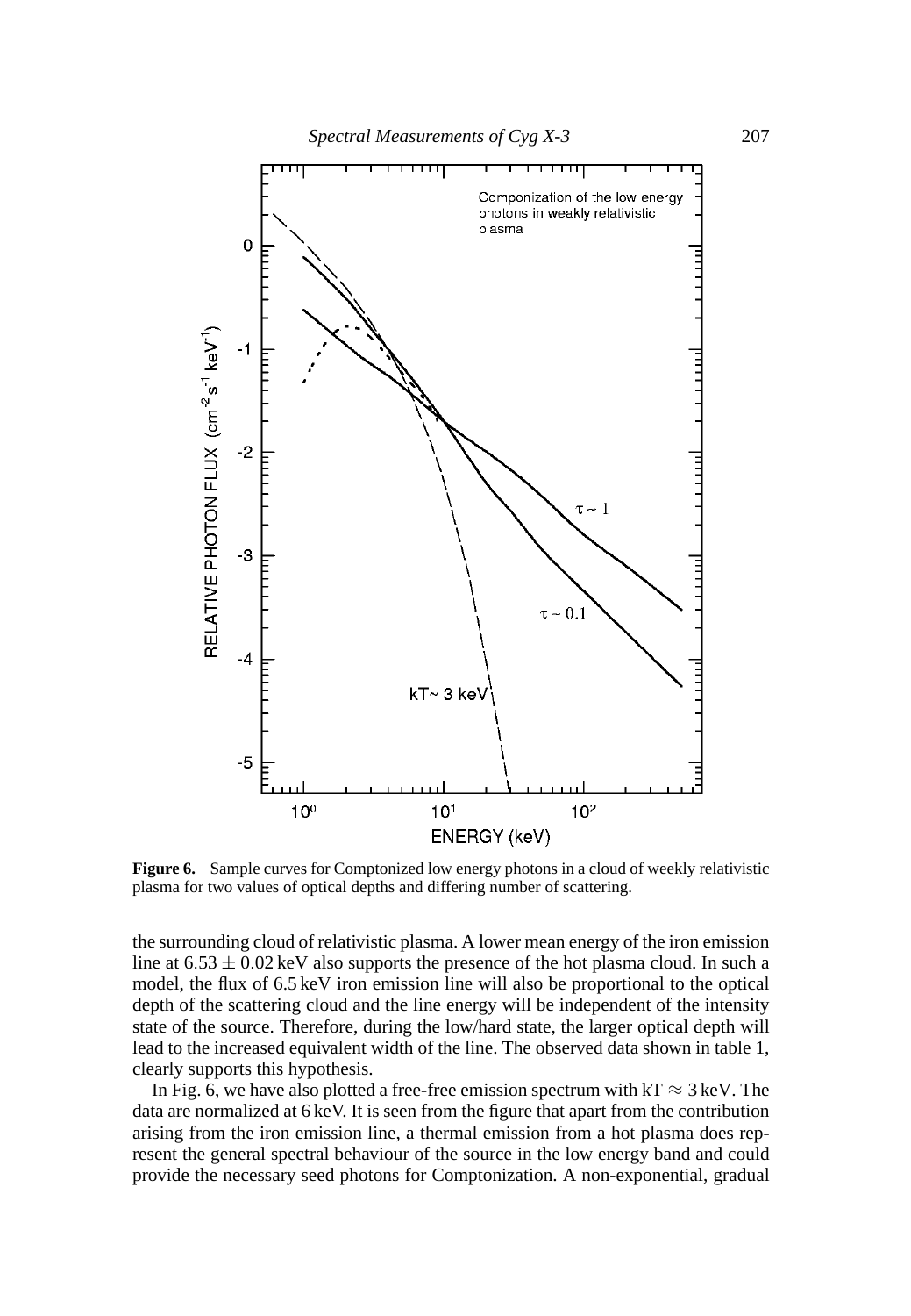**Figure 6.** Sample curves for Comptonized low energy photons in a cloud of weekly relativistic plasma for two values of optical depths and differing number of scattering.

the surrounding cloud of relativistic plasma. A lower mean energy of the iron emission line at $6.53 \pm 0.02$ keV also supports the presence of the hot plasma cloud. In such a model, the flux of 6.5 keV iron emission line will also be proportional to the optical depth of the scattering cloud and the line energy will be independent of the intensity state of the source. Therefore, during the low/hard state, the larger optical depth will lead to the increased equivalent width of the line. The observed data shown in table 1, clearly supports this hypothesis.

In Fig. 6, we have also plotted a free-free emission spectrum with $kT \approx 3$ keV. The data are normalized at 6 keV. It is seen from the figure that apart from the contribution arising from the iron emission line, a thermal emission from a hot plasma does represent the general spectral behaviour of the source in the low energy band and could provide the necessary seed photons for Comptonization. A non-exponential, gradual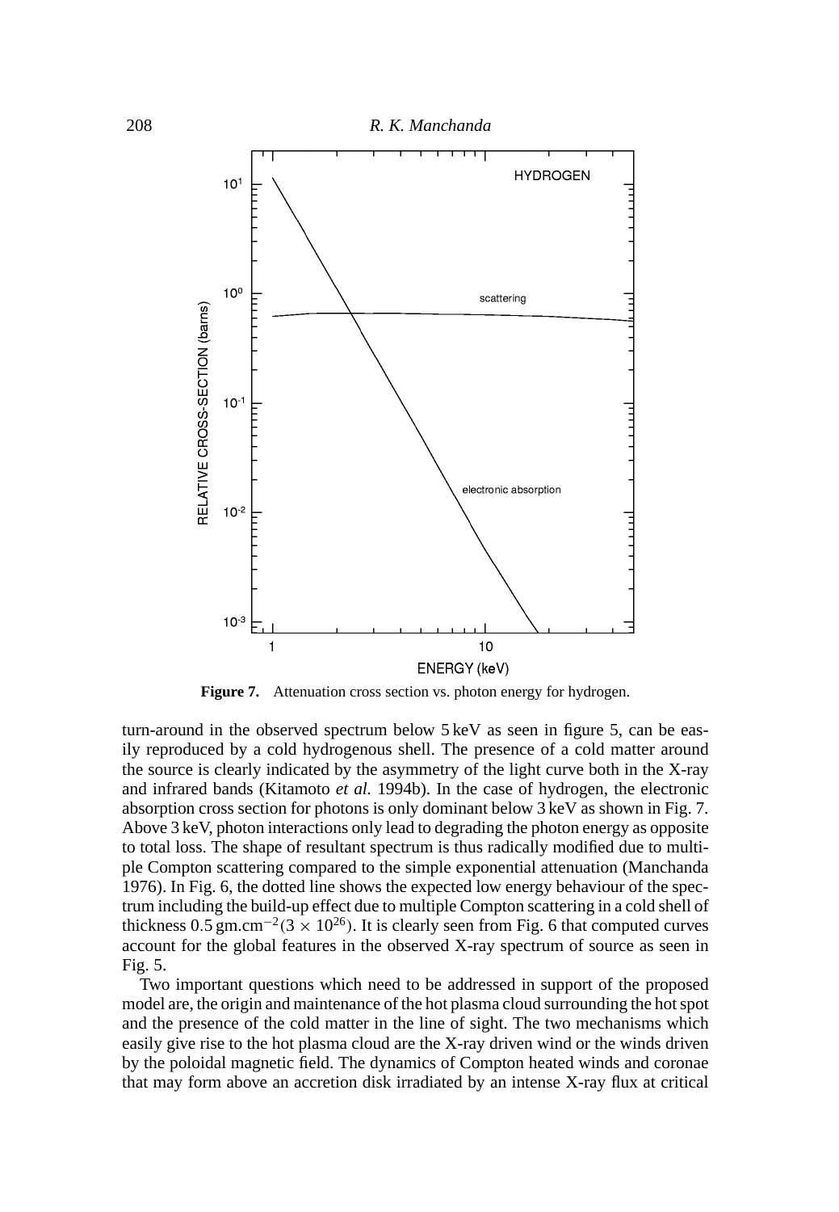**Figure 7.** Attenuation cross section vs. photon energy for hydrogen.

turn-around in the observed spectrum below 5 keV as seen in figure 5, can be easily reproduced by a cold hydrogenous shell. The presence of a cold matter around the source is clearly indicated by the asymmetry of the light curve both in the X-ray and infrared bands (Kitamoto *et al.* 1994b). In the case of hydrogen, the electronic absorption cross section for photons is only dominant below 3 keV as shown in Fig. 7. Above 3 keV, photon interactions only lead to degrading the photon energy as opposite to total loss. The shape of resultant spectrum is thus radically modified due to multiple Compton scattering compared to the simple exponential attenuation (Manchanda 1976). In Fig. 6, the dotted line shows the expected low energy behaviour of the spectrum including the build-up effect due to multiple Compton scattering in a cold shell of thickness 0.5 gm.cm$^{-2}$($3 \times 10^{26}$). It is clearly seen from Fig. 6 that computed curves account for the global features in the observed X-ray spectrum of source as seen in Fig. 5.

Two important questions which need to be addressed in support of the proposed model are, the origin and maintenance of the hot plasma cloud surrounding the hot spot and the presence of the cold matter in the line of sight. The two mechanisms which easily give rise to the hot plasma cloud are the X-ray driven wind or the winds driven by the poloidal magnetic field. The dynamics of Compton heated winds and coronae that may form above an accretion disk irradiated by an intense X-ray flux at critical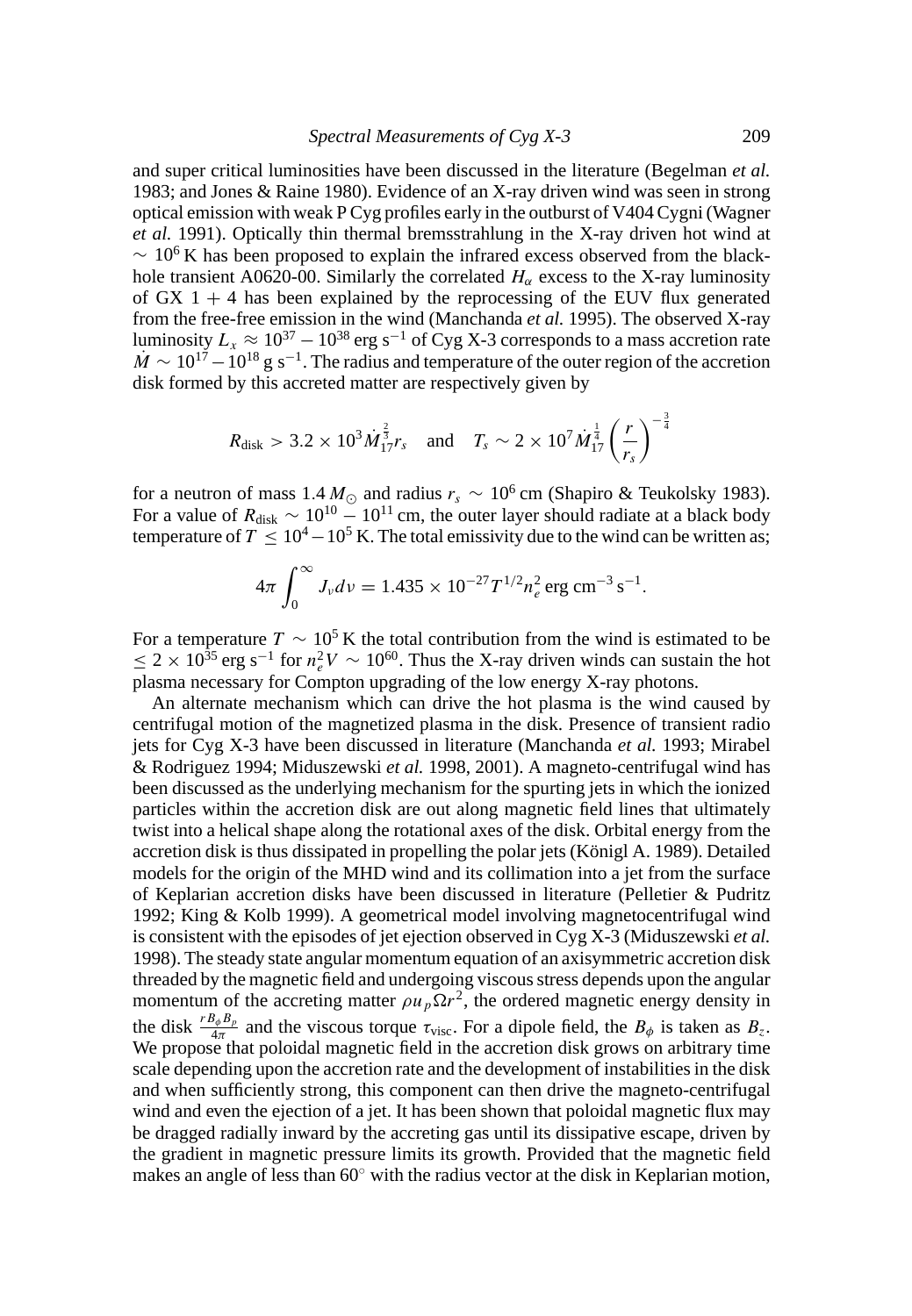and super critical luminosities have been discussed in the literature (Begelman *et al.* 1983; and Jones & Raine 1980). Evidence of an X-ray driven wind was seen in strong optical emission with weak P Cyg profiles early in the outburst of V404 Cygni (Wagner *et al.* 1991). Optically thin thermal bremsstrahlung in the X-ray driven hot wind at $\sim 10^6$ K has been proposed to explain the infrared excess observed from the black-hole transient A0620-00. Similarly the correlated $H_\alpha$ excess to the X-ray luminosity of GX 1 + 4 has been explained by the reprocessing of the EUV flux generated from the free-free emission in the wind (Manchanda *et al.* 1995). The observed X-ray luminosity $L_x \approx 10^{37} - 10^{38}$ erg s$^{-1}$ of Cyg X-3 corresponds to a mass accretion rate $\dot{M} \sim 10^{17} - 10^{18}$ g s$^{-1}$. The radius and temperature of the outer region of the accretion disk formed by this accreted matter are respectively given by

$$R_{\text{disk}} > 3.2 \times 10^3 \dot{M}_{17}^{\frac{2}{3}} r_s \quad \text{and} \quad T_s \sim 2 \times 10^7 \dot{M}_{17}^{\frac{1}{4}} \left(\frac{r}{r_s}\right)^{-\frac{3}{4}}$$

for a neutron of mass 1.4 $M_\odot$ and radius $r_s \sim 10^6$ cm (Shapiro & Teukolsky 1983). For a value of $R_{\text{disk}} \sim 10^{10} - 10^{11}$ cm, the outer layer should radiate at a black body temperature of $T \leq 10^4 - 10^5$ K. The total emissivity due to the wind can be written as;

$$4\pi \int_0^\infty J_\nu d\nu = 1.435 \times 10^{-27} T^{1/2} n_e^2 \text{ erg cm}^{-3}\text{ s}^{-1}.$$

For a temperature $T \sim 10^5$ K the total contribution from the wind is estimated to be $\leq 2 \times 10^{35}$ erg s$^{-1}$ for $n_e^2 V \sim 10^{60}$. Thus the X-ray driven winds can sustain the hot plasma necessary for Compton upgrading of the low energy X-ray photons.

An alternate mechanism which can drive the hot plasma is the wind caused by centrifugal motion of the magnetized plasma in the disk. Presence of transient radio jets for Cyg X-3 have been discussed in literature (Manchanda *et al.* 1993; Mirabel & Rodriguez 1994; Miduszewski *et al.* 1998, 2001). A magneto-centrifugal wind has been discussed as the underlying mechanism for the spurting jets in which the ionized particles within the accretion disk are out along magnetic field lines that ultimately twist into a helical shape along the rotational axes of the disk. Orbital energy from the accretion disk is thus dissipated in propelling the polar jets (Königl A. 1989). Detailed models for the origin of the MHD wind and its collimation into a jet from the surface of Keplarian accretion disks have been discussed in literature (Pelletier & Pudritz 1992; King & Kolb 1999). A geometrical model involving magnetocentrifugal wind is consistent with the episodes of jet ejection observed in Cyg X-3 (Miduszewski *et al.* 1998). The steady state angular momentum equation of an axisymmetric accretion disk threaded by the magnetic field and undergoing viscous stress depends upon the angular momentum of the accreting matter $\rho u_p \Omega r^2$, the ordered magnetic energy density in the disk $\frac{r B_\phi B_p}{4\pi}$ and the viscous torque $\tau_{\text{visc}}$. For a dipole field, the $B_\phi$ is taken as $B_z$. We propose that poloidal magnetic field in the accretion disk grows on arbitrary time scale depending upon the accretion rate and the development of instabilities in the disk and when sufficiently strong, this component can then drive the magneto-centrifugal wind and even the ejection of a jet. It has been shown that poloidal magnetic flux may be dragged radially inward by the accreting gas until its dissipative escape, driven by the gradient in magnetic pressure limits its growth. Provided that the magnetic field makes an angle of less than 60° with the radius vector at the disk in Keplarian motion,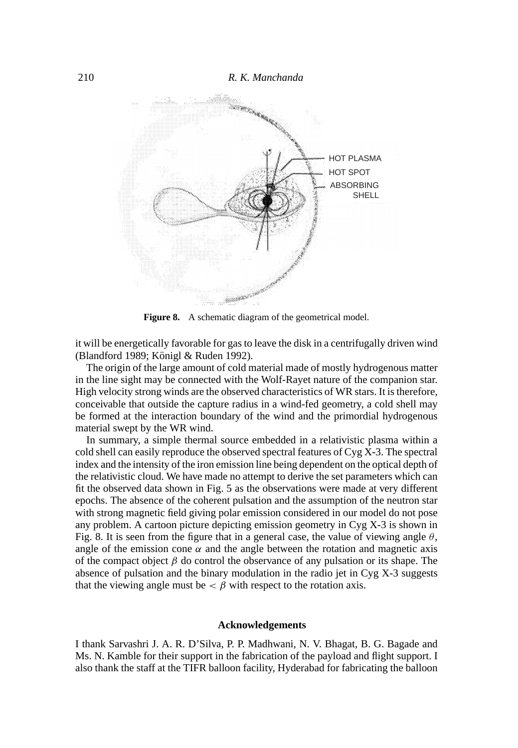**Figure 8.** A schematic diagram of the geometrical model.

it will be energetically favorable for gas to leave the disk in a centrifugally driven wind (Blandford 1989; Königl & Ruden 1992).

The origin of the large amount of cold material made of mostly hydrogenous matter in the line sight may be connected with the Wolf-Rayet nature of the companion star. High velocity strong winds are the observed characteristics of WR stars. It is therefore, conceivable that outside the capture radius in a wind-fed geometry, a cold shell may be formed at the interaction boundary of the wind and the primordial hydrogenous material swept by the WR wind.

In summary, a simple thermal source embedded in a relativistic plasma within a cold shell can easily reproduce the observed spectral features of Cyg X-3. The spectral index and the intensity of the iron emission line being dependent on the optical depth of the relativistic cloud. We have made no attempt to derive the set parameters which can fit the observed data shown in Fig. 5 as the observations were made at very different epochs. The absence of the coherent pulsation and the assumption of the neutron star with strong magnetic field giving polar emission considered in our model do not pose any problem. A cartoon picture depicting emission geometry in Cyg X-3 is shown in Fig. 8. It is seen from the figure that in a general case, the value of viewing angle $\theta$, angle of the emission cone $\alpha$ and the angle between the rotation and magnetic axis of the compact object $\beta$ do control the observance of any pulsation or its shape. The absence of pulsation and the binary modulation in the radio jet in Cyg X-3 suggests that the viewing angle must be $< \beta$ with respect to the rotation axis.

## Acknowledgements

I thank Sarvashri J. A. R. D'Silva, P. P. Madhwani, N. V. Bhagat, B. G. Bagade and Ms. N. Kamble for their support in the fabrication of the payload and flight support. I also thank the staff at the TIFR balloon facility, Hyderabad for fabricating the balloon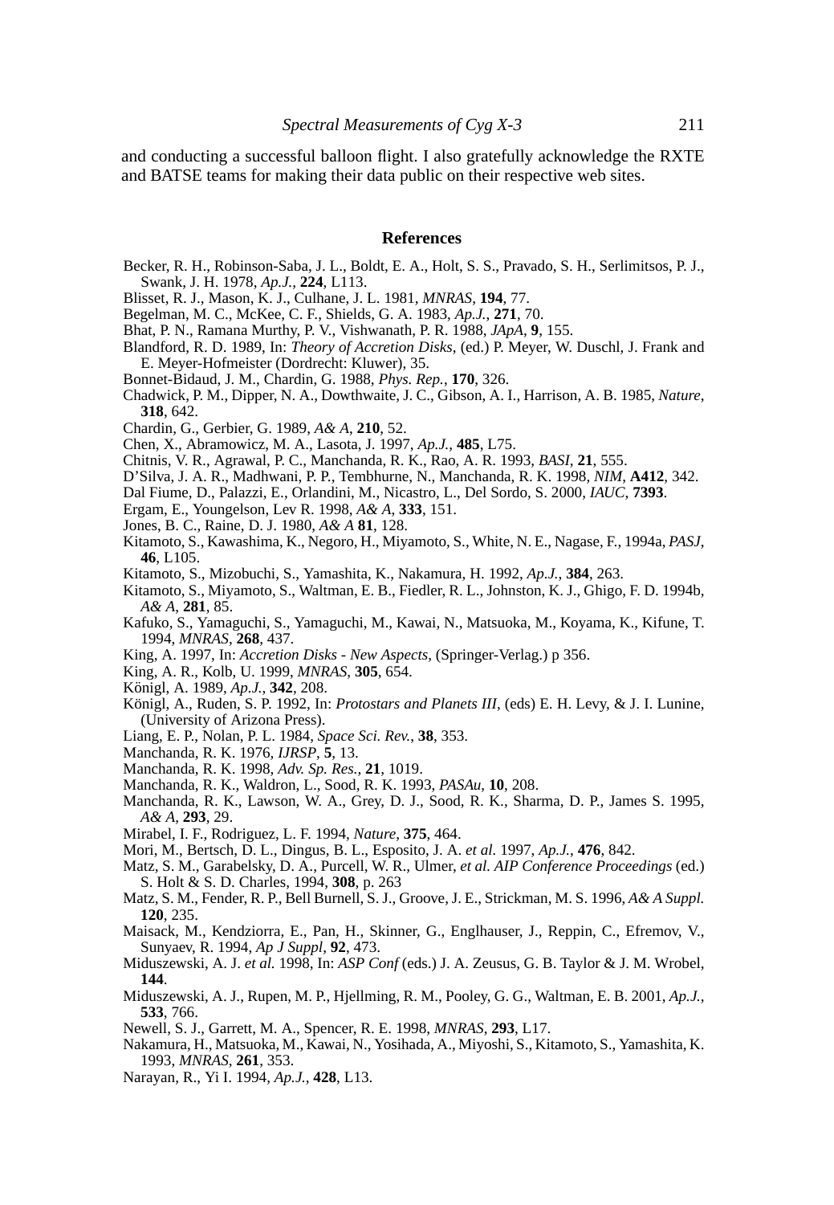and conducting a successful balloon flight. I also gratefully acknowledge the RXTE and BATSE teams for making their data public on their respective web sites.

## References

Becker, R. H., Robinson-Saba, J. L., Boldt, E. A., Holt, S. S., Pravado, S. H., Serlimitsos, P. J., Swank, J. H. 1978, *Ap.J.*, **224**, L113.

Blisset, R. J., Mason, K. J., Culhane, J. L. 1981, *MNRAS*, **194**, 77.

Begelman, M. C., McKee, C. F., Shields, G. A. 1983, *Ap.J.*, **271**, 70.

Bhat, P. N., Ramana Murthy, P. V., Vishwanath, P. R. 1988, *JApA*, **9**, 155.

Blandford, R. D. 1989, In: *Theory of Accretion Disks*, (ed.) P. Meyer, W. Duschl, J. Frank and E. Meyer-Hofmeister (Dordrecht: Kluwer), 35.

Bonnet-Bidaud, J. M., Chardin, G. 1988, *Phys. Rep.*, **170**, 326.

Chadwick, P. M., Dipper, N. A., Dowthwaite, J. C., Gibson, A. I., Harrison, A. B. 1985, *Nature*, **318**, 642.

Chardin, G., Gerbier, G. 1989, *A& A*, **210**, 52.

Chen, X., Abramowicz, M. A., Lasota, J. 1997, *Ap.J.*, **485**, L75.

Chitnis, V. R., Agrawal, P. C., Manchanda, R. K., Rao, A. R. 1993, *BASI*, **21**, 555.

D'Silva, J. A. R., Madhwani, P. P., Tembhurne, N., Manchanda, R. K. 1998, *NIM*, **A412**, 342.

Dal Fiume, D., Palazzi, E., Orlandini, M., Nicastro, L., Del Sordo, S. 2000, *IAUC*, **7393**.

Ergam, E., Youngelson, Lev R. 1998, *A& A*, **333**, 151.

Jones, B. C., Raine, D. J. 1980, *A& A* **81**, 128.

Kitamoto, S., Kawashima, K., Negoro, H., Miyamoto, S., White, N. E., Nagase, F., 1994a, *PASJ*, **46**, L105.

Kitamoto, S., Mizobuchi, S., Yamashita, K., Nakamura, H. 1992, *Ap.J.*, **384**, 263.

Kitamoto, S., Miyamoto, S., Waltman, E. B., Fiedler, R. L., Johnston, K. J., Ghigo, F. D. 1994b, *A& A*, **281**, 85.

Kafuko, S., Yamaguchi, S., Yamaguchi, M., Kawai, N., Matsuoka, M., Koyama, K., Kifune, T. 1994, *MNRAS*, **268**, 437.

King, A. 1997, In: *Accretion Disks - New Aspects*, (Springer-Verlag.) p 356.

King, A. R., Kolb, U. 1999, *MNRAS*, **305**, 654.

Königl, A. 1989, *Ap.J.*, **342**, 208.

Königl, A., Ruden, S. P. 1992, In: *Protostars and Planets III*, (eds) E. H. Levy, & J. I. Lunine, (University of Arizona Press).

Liang, E. P., Nolan, P. L. 1984, *Space Sci. Rev.*, **38**, 353.

Manchanda, R. K. 1976, *IJRSP*, **5**, 13.

Manchanda, R. K. 1998, *Adv. Sp. Res.*, **21**, 1019.

Manchanda, R. K., Waldron, L., Sood, R. K. 1993, *PASAu*, **10**, 208.

Manchanda, R. K., Lawson, W. A., Grey, D. J., Sood, R. K., Sharma, D. P., James S. 1995, *A& A*, **293**, 29.

Mirabel, I. F., Rodriguez, L. F. 1994, *Nature*, **375**, 464.

Mori, M., Bertsch, D. L., Dingus, B. L., Esposito, J. A. *et al.* 1997, *Ap.J.*, **476**, 842.

Matz, S. M., Garabelsky, D. A., Purcell, W. R., Ulmer, *et al. AIP Conference Proceedings* (ed.) S. Holt & S. D. Charles, 1994, **308**, p. 263

Matz, S. M., Fender, R. P., Bell Burnell, S. J., Groove, J. E., Strickman, M. S. 1996, *A& A Suppl.* **120**, 235.

Maisack, M., Kendziorra, E., Pan, H., Skinner, G., Englhauser, J., Reppin, C., Efremov, V., Sunyaev, R. 1994, *Ap J Suppl*, **92**, 473.

Miduszewski, A. J. *et al.* 1998, In: *ASP Conf* (eds.) J. A. Zeusus, G. B. Taylor & J. M. Wrobel, **144**.

Miduszewski, A. J., Rupen, M. P., Hjellming, R. M., Pooley, G. G., Waltman, E. B. 2001, *Ap.J.*, **533**, 766.

Newell, S. J., Garrett, M. A., Spencer, R. E. 1998, *MNRAS*, **293**, L17.

Nakamura, H., Matsuoka, M., Kawai, N., Yosihada, A., Miyoshi, S., Kitamoto, S., Yamashita, K. 1993, *MNRAS*, **261**, 353.

Narayan, R., Yi I. 1994, *Ap.J.*, **428**, L13.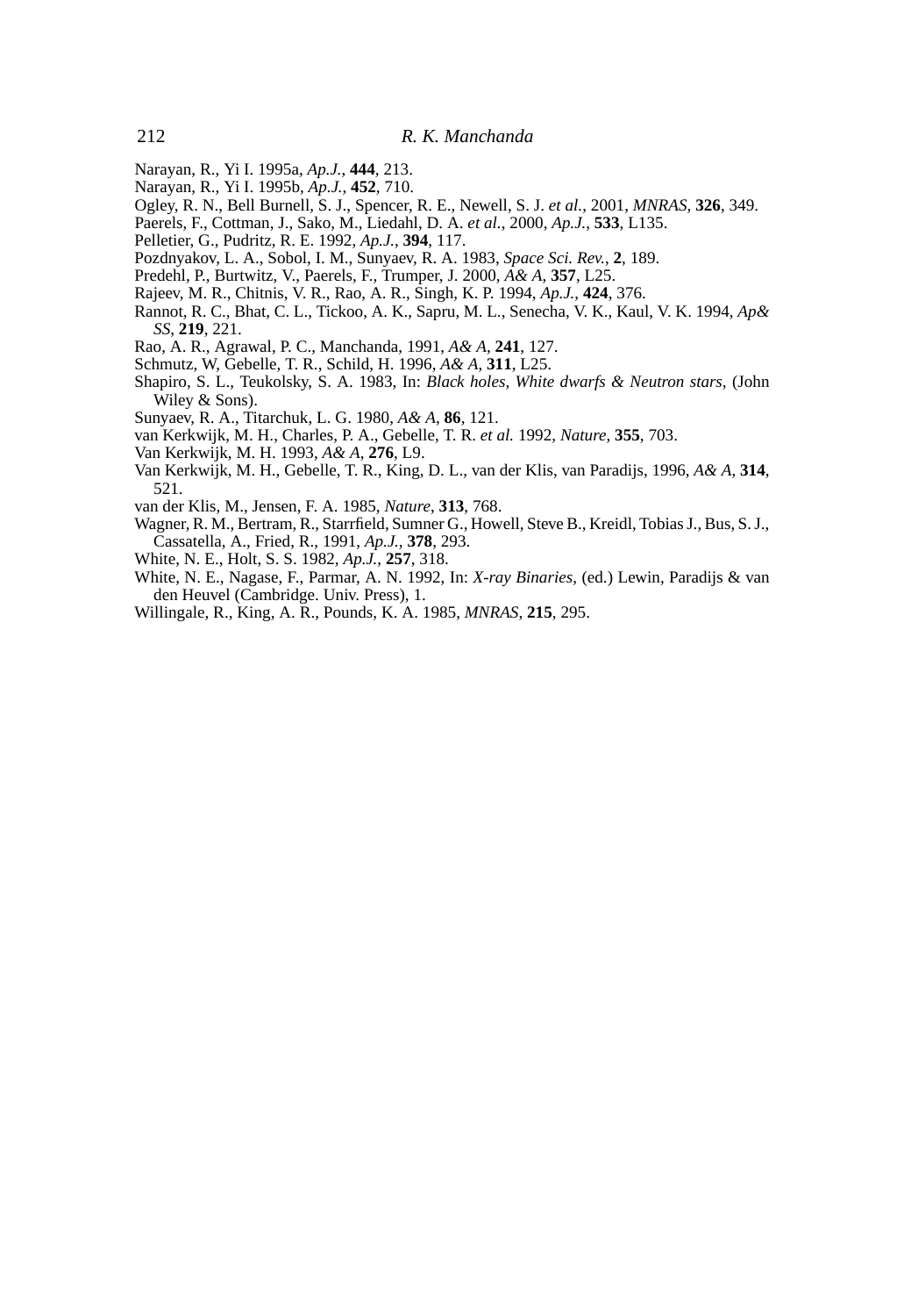Narayan, R., Yi I. 1995a, *Ap.J.*, **444**, 213.
Narayan, R., Yi I. 1995b, *Ap.J.*, **452**, 710.
Ogley, R. N., Bell Burnell, S. J., Spencer, R. E., Newell, S. J. *et al.*, 2001, *MNRAS*, **326**, 349.
Paerels, F., Cottman, J., Sako, M., Liedahl, D. A. *et al.*, 2000, *Ap.J.*, **533**, L135.
Pelletier, G., Pudritz, R. E. 1992, *Ap.J.*, **394**, 117.
Pozdnyakov, L. A., Sobol, I. M., Sunyaev, R. A. 1983, *Space Sci. Rev.*, **2**, 189.
Predehl, P., Burtwitz, V., Paerels, F., Trumper, J. 2000, *A& A*, **357**, L25.
Rajeev, M. R., Chitnis, V. R., Rao, A. R., Singh, K. P. 1994, *Ap.J.*, **424**, 376.
Rannot, R. C., Bhat, C. L., Tickoo, A. K., Sapru, M. L., Senecha, V. K., Kaul, V. K. 1994, *Ap& SS*, **219**, 221.
Rao, A. R., Agrawal, P. C., Manchanda, 1991, *A& A*, **241**, 127.
Schmutz, W, Gebelle, T. R., Schild, H. 1996, *A& A*, **311**, L25.
Shapiro, S. L., Teukolsky, S. A. 1983, In: *Black holes, White dwarfs & Neutron stars*, (John Wiley & Sons).
Sunyaev, R. A., Titarchuk, L. G. 1980, *A& A*, **86**, 121.
van Kerkwijk, M. H., Charles, P. A., Gebelle, T. R. *et al.* 1992, *Nature*, **355**, 703.
Van Kerkwijk, M. H. 1993, *A& A*, **276**, L9.
Van Kerkwijk, M. H., Gebelle, T. R., King, D. L., van der Klis, van Paradijs, 1996, *A& A*, **314**, 521.
van der Klis, M., Jensen, F. A. 1985, *Nature*, **313**, 768.
Wagner, R. M., Bertram, R., Starrfield, Sumner G., Howell, Steve B., Kreidl, Tobias J., Bus, S. J., Cassatella, A., Fried, R., 1991, *Ap.J.*, **378**, 293.
White, N. E., Holt, S. S. 1982, *Ap.J.*, **257**, 318.
White, N. E., Nagase, F., Parmar, A. N. 1992, In: *X-ray Binaries*, (ed.) Lewin, Paradijs & van den Heuvel (Cambridge. Univ. Press), 1.
Willingale, R., King, A. R., Pounds, K. A. 1985, *MNRAS*, **215**, 295.